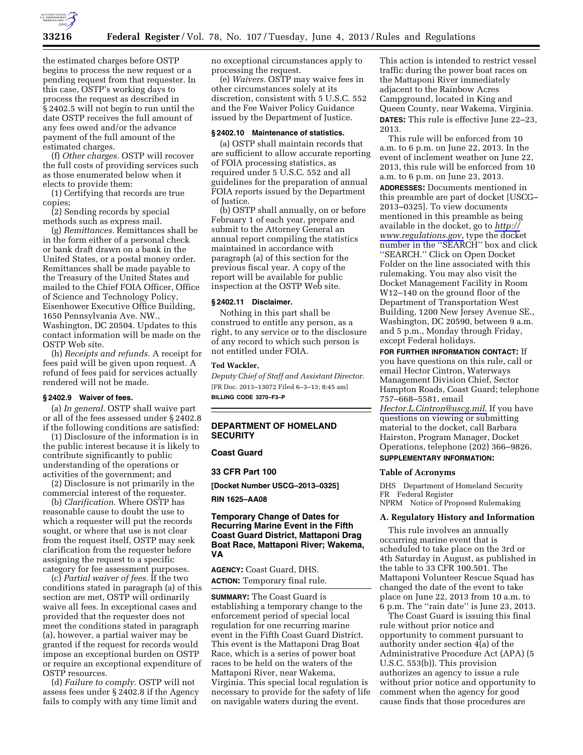the estimated charges before OSTP begins to process the new request or a pending request from that requester. In this case, OSTP's working days to process the request as described in § 2402.5 will not begin to run until the date OSTP receives the full amount of any fees owed and/or the advance payment of the full amount of the estimated charges.

(f) *Other charges.* OSTP will recover the full costs of providing services such as those enumerated below when it elects to provide them:

(1) Certifying that records are true copies;

(2) Sending records by special methods such as express mail.

(g) *Remittances.* Remittances shall be in the form either of a personal check or bank draft drawn on a bank in the United States, or a postal money order. Remittances shall be made payable to the Treasury of the United States and mailed to the Chief FOIA Officer, Office of Science and Technology Policy, Eisenhower Executive Office Building, 1650 Pennsylvania Ave. NW., Washington, DC 20504. Updates to this contact information will be made on the OSTP Web site.

(h) *Receipts and refunds.* A receipt for fees paid will be given upon request. A refund of fees paid for services actually rendered will not be made.

### § 2402.9 Waiver of fees.

(a) *In general.* OSTP shall waive part or all of the fees assessed under § 2402.8 if the following conditions are satisfied:

(1) Disclosure of the information is in the public interest because it is likely to contribute significantly to public understanding of the operations or activities of the government; and

(2) Disclosure is not primarily in the commercial interest of the requester.

(b) *Clarification.* Where OSTP has reasonable cause to doubt the use to which a requester will put the records sought, or where that use is not clear from the request itself, OSTP may seek clarification from the requester before assigning the request to a specific category for fee assessment purposes.

(c) *Partial waiver of fees.* If the two conditions stated in paragraph (a) of this section are met, OSTP will ordinarily waive all fees. In exceptional cases and provided that the requester does not meet the conditions stated in paragraph (a), however, a partial waiver may be granted if the request for records would impose an exceptional burden on OSTP or require an exceptional expenditure of OSTP resources.

(d) *Failure to comply.* OSTP will not assess fees under § 2402.8 if the Agency fails to comply with any time limit and no exceptional circumstances apply to processing the request.

(e) *Waivers.* OSTP may waive fees in other circumstances solely at its discretion, consistent with 5 U.S.C. 552 and the Fee Waiver Policy Guidance issued by the Department of Justice.

### § 2402.10 Maintenance of statistics.

(a) OSTP shall maintain records that are sufficient to allow accurate reporting of FOIA processing statistics, as required under 5 U.S.C. 552 and all guidelines for the preparation of annual FOIA reports issued by the Department of Justice.

(b) OSTP shall annually, on or before February 1 of each year, prepare and submit to the Attorney General an annual report compiling the statistics maintained in accordance with paragraph (a) of this section for the previous fiscal year. A copy of the report will be available for public inspection at the OSTP Web site.

### § 2402.11 Disclaimer.

Nothing in this part shall be construed to entitle any person, as a right, to any service or to the disclosure of any record to which such person is not entitled under FOIA.

**Ted Wackler,**

*Deputy Chief of Staff and Assistant Director.*

[FR Doc. 2013–13072 Filed 6–3–13; 8:45 am]

**BILLING CODE 3270–F3–P**

---

## DEPARTMENT OF HOMELAND SECURITY

### Coast Guard

### 33 CFR Part 100

**[Docket Number USCG–2013–0325]**

**RIN 1625–AA08**

### Temporary Change of Dates for Recurring Marine Event in the Fifth Coast Guard District, Mattaponi Drag Boat Race, Mattaponi River; Wakema, VA

**AGENCY:** Coast Guard, DHS.

**ACTION:** Temporary final rule.

**SUMMARY:** The Coast Guard is establishing a temporary change to the enforcement period of special local regulation for one recurring marine event in the Fifth Coast Guard District. This event is the Mattaponi Drag Boat Race, which is a series of power boat races to be held on the waters of the Mattaponi River, near Wakema, Virginia. This special local regulation is necessary to provide for the safety of life on navigable waters during the event. This action is intended to restrict vessel traffic during the power boat races on the Mattaponi River immediately adjacent to the Rainbow Acres Campground, located in King and Queen County, near Wakema, Virginia.

**DATES:** This rule is effective June 22–23, 2013.

This rule will be enforced from 10 a.m. to 6 p.m. on June 22, 2013. In the event of inclement weather on June 22, 2013, this rule will be enforced from 10 a.m. to 6 p.m. on June 23, 2013.

**ADDRESSES:** Documents mentioned in this preamble are part of docket [USCG–2013–0325]. To view documents mentioned in this preamble as being available in the docket, go to *http://www.regulations.gov*, type the docket number in the ''SEARCH'' box and click ''SEARCH.'' Click on Open Docket Folder on the line associated with this rulemaking. You may also visit the Docket Management Facility in Room W12–140 on the ground floor of the Department of Transportation West Building, 1200 New Jersey Avenue SE., Washington, DC 20590, between 9 a.m. and 5 p.m., Monday through Friday, except Federal holidays.

**FOR FURTHER INFORMATION CONTACT:** If you have questions on this rule, call or email Hector Cintron, Waterways Management Division Chief, Sector Hampton Roads, Coast Guard; telephone 757–668–5581, email *Hector.L.Cintron@uscg.mil.* If you have questions on viewing or submitting material to the docket, call Barbara Hairston, Program Manager, Docket Operations, telephone (202) 366–9826.

**SUPPLEMENTARY INFORMATION:**

#### Table of Acronyms

DHS Department of Homeland Security
FR Federal Register
NPRM Notice of Proposed Rulemaking

#### A. Regulatory History and Information

This rule involves an annually occurring marine event that is scheduled to take place on the 3rd or 4th Saturday in August, as published in the table to 33 CFR 100.501. The Mattaponi Volunteer Rescue Squad has changed the date of the event to take place on June 22, 2013 from 10 a.m. to 6 p.m. The ''rain date'' is June 23, 2013.

The Coast Guard is issuing this final rule without prior notice and opportunity to comment pursuant to authority under section 4(a) of the Administrative Procedure Act (APA) (5 U.S.C. 553(b)). This provision authorizes an agency to issue a rule without prior notice and opportunity to comment when the agency for good cause finds that those procedures are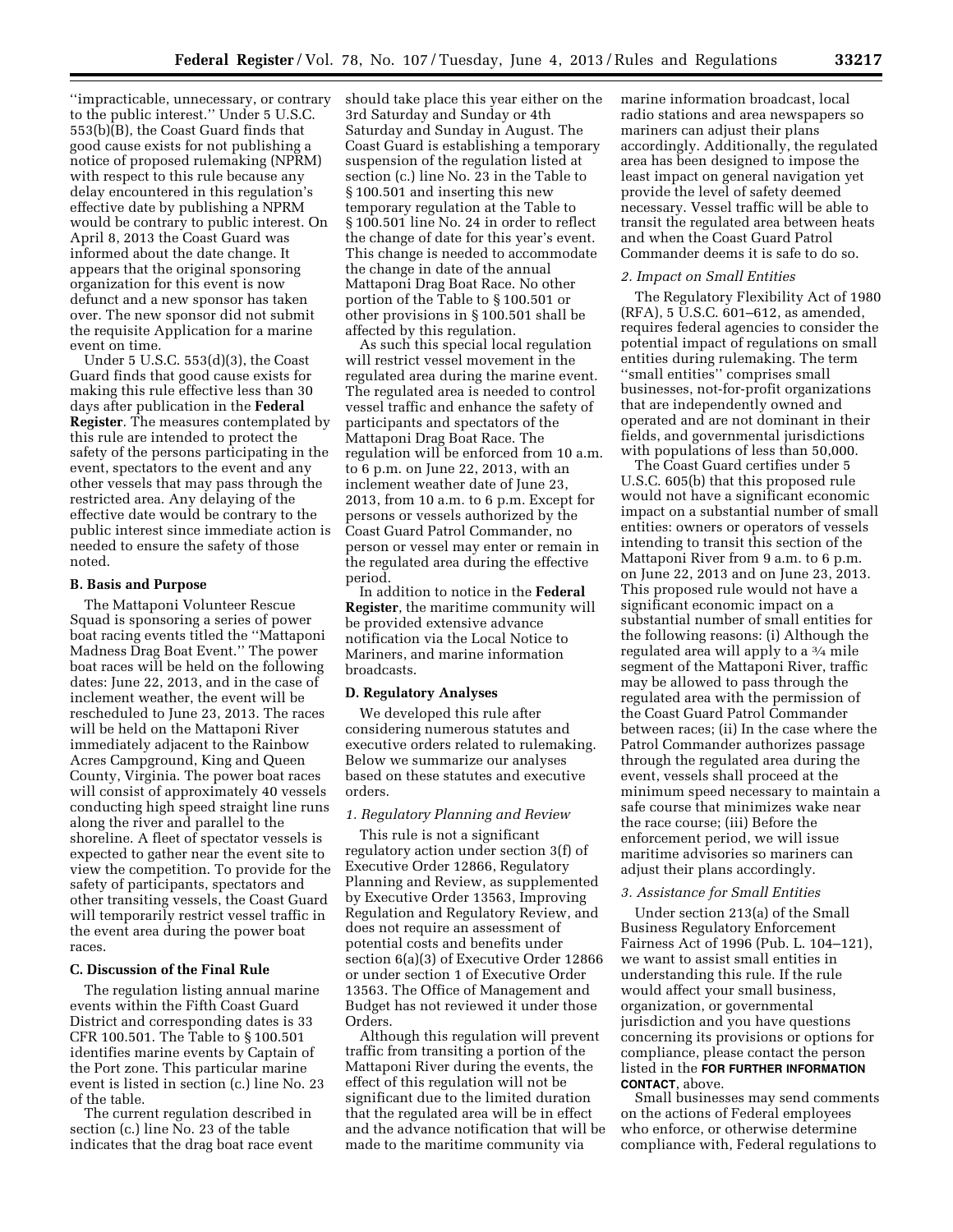''impracticable, unnecessary, or contrary to the public interest.'' Under 5 U.S.C. 553(b)(B), the Coast Guard finds that good cause exists for not publishing a notice of proposed rulemaking (NPRM) with respect to this rule because any delay encountered in this regulation's effective date by publishing a NPRM would be contrary to public interest. On April 8, 2013 the Coast Guard was informed about the date change. It appears that the original sponsoring organization for this event is now defunct and a new sponsor has taken over. The new sponsor did not submit the requisite Application for a marine event on time.

Under 5 U.S.C. 553(d)(3), the Coast Guard finds that good cause exists for making this rule effective less than 30 days after publication in the **Federal Register**. The measures contemplated by this rule are intended to protect the safety of the persons participating in the event, spectators to the event and any other vessels that may pass through the restricted area. Any delaying of the effective date would be contrary to the public interest since immediate action is needed to ensure the safety of those noted.

### B. Basis and Purpose

The Mattaponi Volunteer Rescue Squad is sponsoring a series of power boat racing events titled the ''Mattaponi Madness Drag Boat Event.'' The power boat races will be held on the following dates: June 22, 2013, and in the case of inclement weather, the event will be rescheduled to June 23, 2013. The races will be held on the Mattaponi River immediately adjacent to the Rainbow Acres Campground, King and Queen County, Virginia. The power boat races will consist of approximately 40 vessels conducting high speed straight line runs along the river and parallel to the shoreline. A fleet of spectator vessels is expected to gather near the event site to view the competition. To provide for the safety of participants, spectators and other transiting vessels, the Coast Guard will temporarily restrict vessel traffic in the event area during the power boat races.

### C. Discussion of the Final Rule

The regulation listing annual marine events within the Fifth Coast Guard District and corresponding dates is 33 CFR 100.501. The Table to § 100.501 identifies marine events by Captain of the Port zone. This particular marine event is listed in section (c.) line No. 23 of the table.

The current regulation described in section (c.) line No. 23 of the table indicates that the drag boat race event should take place this year either on the 3rd Saturday and Sunday or 4th Saturday and Sunday in August. The Coast Guard is establishing a temporary suspension of the regulation listed at section (c.) line No. 23 in the Table to § 100.501 and inserting this new temporary regulation at the Table to § 100.501 line No. 24 in order to reflect the change of date for this year's event. This change is needed to accommodate the change in date of the annual Mattaponi Drag Boat Race. No other portion of the Table to § 100.501 or other provisions in § 100.501 shall be affected by this regulation.

As such this special local regulation will restrict vessel movement in the regulated area during the marine event. The regulated area is needed to control vessel traffic and enhance the safety of participants and spectators of the Mattaponi Drag Boat Race. The regulation will be enforced from 10 a.m. to 6 p.m. on June 22, 2013, with an inclement weather date of June 23, 2013, from 10 a.m. to 6 p.m. Except for persons or vessels authorized by the Coast Guard Patrol Commander, no person or vessel may enter or remain in the regulated area during the effective period.

In addition to notice in the **Federal Register**, the maritime community will be provided extensive advance notification via the Local Notice to Mariners, and marine information broadcasts.

### D. Regulatory Analyses

We developed this rule after considering numerous statutes and executive orders related to rulemaking. Below we summarize our analyses based on these statutes and executive orders.

#### *1. Regulatory Planning and Review*

This rule is not a significant regulatory action under section 3(f) of Executive Order 12866, Regulatory Planning and Review, as supplemented by Executive Order 13563, Improving Regulation and Regulatory Review, and does not require an assessment of potential costs and benefits under section 6(a)(3) of Executive Order 12866 or under section 1 of Executive Order 13563. The Office of Management and Budget has not reviewed it under those Orders.

Although this regulation will prevent traffic from transiting a portion of the Mattaponi River during the events, the effect of this regulation will not be significant due to the limited duration that the regulated area will be in effect and the advance notification that will be made to the maritime community via marine information broadcast, local radio stations and area newspapers so mariners can adjust their plans accordingly. Additionally, the regulated area has been designed to impose the least impact on general navigation yet provide the level of safety deemed necessary. Vessel traffic will be able to transit the regulated area between heats and when the Coast Guard Patrol Commander deems it is safe to do so.

#### *2. Impact on Small Entities*

The Regulatory Flexibility Act of 1980 (RFA), 5 U.S.C. 601–612, as amended, requires federal agencies to consider the potential impact of regulations on small entities during rulemaking. The term ''small entities'' comprises small businesses, not-for-profit organizations that are independently owned and operated and are not dominant in their fields, and governmental jurisdictions with populations of less than 50,000.

The Coast Guard certifies under 5 U.S.C. 605(b) that this proposed rule would not have a significant economic impact on a substantial number of small entities: owners or operators of vessels intending to transit this section of the Mattaponi River from 9 a.m. to 6 p.m. on June 22, 2013 and on June 23, 2013. This proposed rule would not have a significant economic impact on a substantial number of small entities for the following reasons: (i) Although the regulated area will apply to a ¾ mile segment of the Mattaponi River, traffic may be allowed to pass through the regulated area with the permission of the Coast Guard Patrol Commander between races; (ii) In the case where the Patrol Commander authorizes passage through the regulated area during the event, vessels shall proceed at the minimum speed necessary to maintain a safe course that minimizes wake near the race course; (iii) Before the enforcement period, we will issue maritime advisories so mariners can adjust their plans accordingly.

#### *3. Assistance for Small Entities*

Under section 213(a) of the Small Business Regulatory Enforcement Fairness Act of 1996 (Pub. L. 104–121), we want to assist small entities in understanding this rule. If the rule would affect your small business, organization, or governmental jurisdiction and you have questions concerning its provisions or options for compliance, please contact the person listed in the **FOR FURTHER INFORMATION CONTACT**, above.

Small businesses may send comments on the actions of Federal employees who enforce, or otherwise determine compliance with, Federal regulations to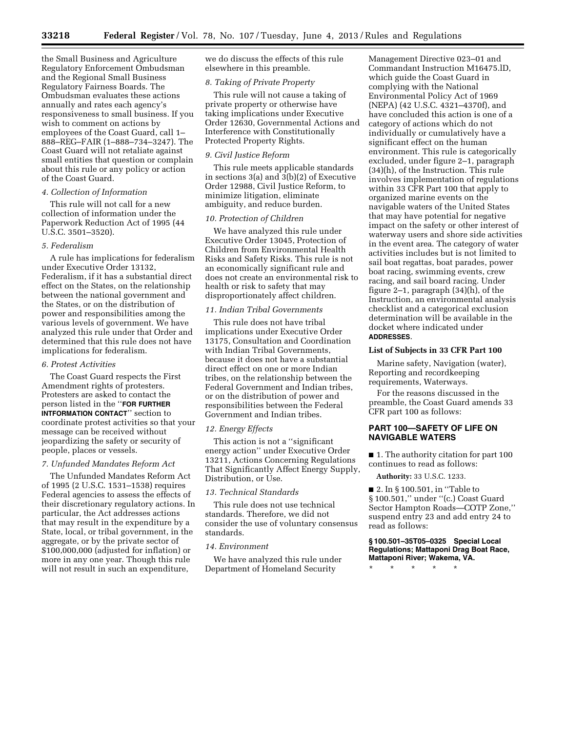the Small Business and Agriculture Regulatory Enforcement Ombudsman and the Regional Small Business Regulatory Fairness Boards. The Ombudsman evaluates these actions annually and rates each agency's responsiveness to small business. If you wish to comment on actions by employees of the Coast Guard, call 1–888–REG–FAIR (1–888–734–3247). The Coast Guard will not retaliate against small entities that question or complain about this rule or any policy or action of the Coast Guard.

*4. Collection of Information*

This rule will not call for a new collection of information under the Paperwork Reduction Act of 1995 (44 U.S.C. 3501–3520).

*5. Federalism*

A rule has implications for federalism under Executive Order 13132, Federalism, if it has a substantial direct effect on the States, on the relationship between the national government and the States, or on the distribution of power and responsibilities among the various levels of government. We have analyzed this rule under that Order and determined that this rule does not have implications for federalism.

*6. Protest Activities*

The Coast Guard respects the First Amendment rights of protesters. Protesters are asked to contact the person listed in the ''**FOR FURTHER INTFORMATION CONTACT**'' section to coordinate protest activities so that your message can be received without jeopardizing the safety or security of people, places or vessels.

*7. Unfunded Mandates Reform Act*

The Unfunded Mandates Reform Act of 1995 (2 U.S.C. 1531–1538) requires Federal agencies to assess the effects of their discretionary regulatory actions. In particular, the Act addresses actions that may result in the expenditure by a State, local, or tribal government, in the aggregate, or by the private sector of $100,000,000 (adjusted for inflation) or more in any one year. Though this rule will not result in such an expenditure, we do discuss the effects of this rule elsewhere in this preamble.

*8. Taking of Private Property*

This rule will not cause a taking of private property or otherwise have taking implications under Executive Order 12630, Governmental Actions and Interference with Constitutionally Protected Property Rights.

*9. Civil Justice Reform*

This rule meets applicable standards in sections 3(a) and 3(b)(2) of Executive Order 12988, Civil Justice Reform, to minimize litigation, eliminate ambiguity, and reduce burden.

*10. Protection of Children*

We have analyzed this rule under Executive Order 13045, Protection of Children from Environmental Health Risks and Safety Risks. This rule is not an economically significant rule and does not create an environmental risk to health or risk to safety that may disproportionately affect children.

*11. Indian Tribal Governments*

This rule does not have tribal implications under Executive Order 13175, Consultation and Coordination with Indian Tribal Governments, because it does not have a substantial direct effect on one or more Indian tribes, on the relationship between the Federal Government and Indian tribes, or on the distribution of power and responsibilities between the Federal Government and Indian tribes.

*12. Energy Effects*

This action is not a ''significant energy action'' under Executive Order 13211, Actions Concerning Regulations That Significantly Affect Energy Supply, Distribution, or Use.

*13. Technical Standards*

This rule does not use technical standards. Therefore, we did not consider the use of voluntary consensus standards.

*14. Environment*

We have analyzed this rule under Department of Homeland Security Management Directive 023–01 and Commandant Instruction M16475.lD, which guide the Coast Guard in complying with the National Environmental Policy Act of 1969 (NEPA) (42 U.S.C. 4321–4370f), and have concluded this action is one of a category of actions which do not individually or cumulatively have a significant effect on the human environment. This rule is categorically excluded, under figure 2–1, paragraph (34)(h), of the Instruction. This rule involves implementation of regulations within 33 CFR Part 100 that apply to organized marine events on the navigable waters of the United States that may have potential for negative impact on the safety or other interest of waterway users and shore side activities in the event area. The category of water activities includes but is not limited to sail boat regattas, boat parades, power boat racing, swimming events, crew racing, and sail board racing. Under figure 2–1, paragraph (34)(h), of the Instruction, an environmental analysis checklist and a categorical exclusion determination will be available in the docket where indicated under **ADDRESSES**.

**List of Subjects in 33 CFR Part 100**

Marine safety, Navigation (water), Reporting and recordkeeping requirements, Waterways.

For the reasons discussed in the preamble, the Coast Guard amends 33 CFR part 100 as follows:

## PART 100—SAFETY OF LIFE ON NAVIGABLE WATERS

■ 1. The authority citation for part 100 continues to read as follows:

**Authority:** 33 U.S.C. 1233.

■ 2. In § 100.501, in ''Table to § 100.501,'' under ''(c.) Coast Guard Sector Hampton Roads—COTP Zone,'' suspend entry 23 and add entry 24 to read as follows:

**§ 100.501–35T05–0325 Special Local Regulations; Mattaponi Drag Boat Race, Mattaponi River; Wakema, VA.**

\* \* \* \* \*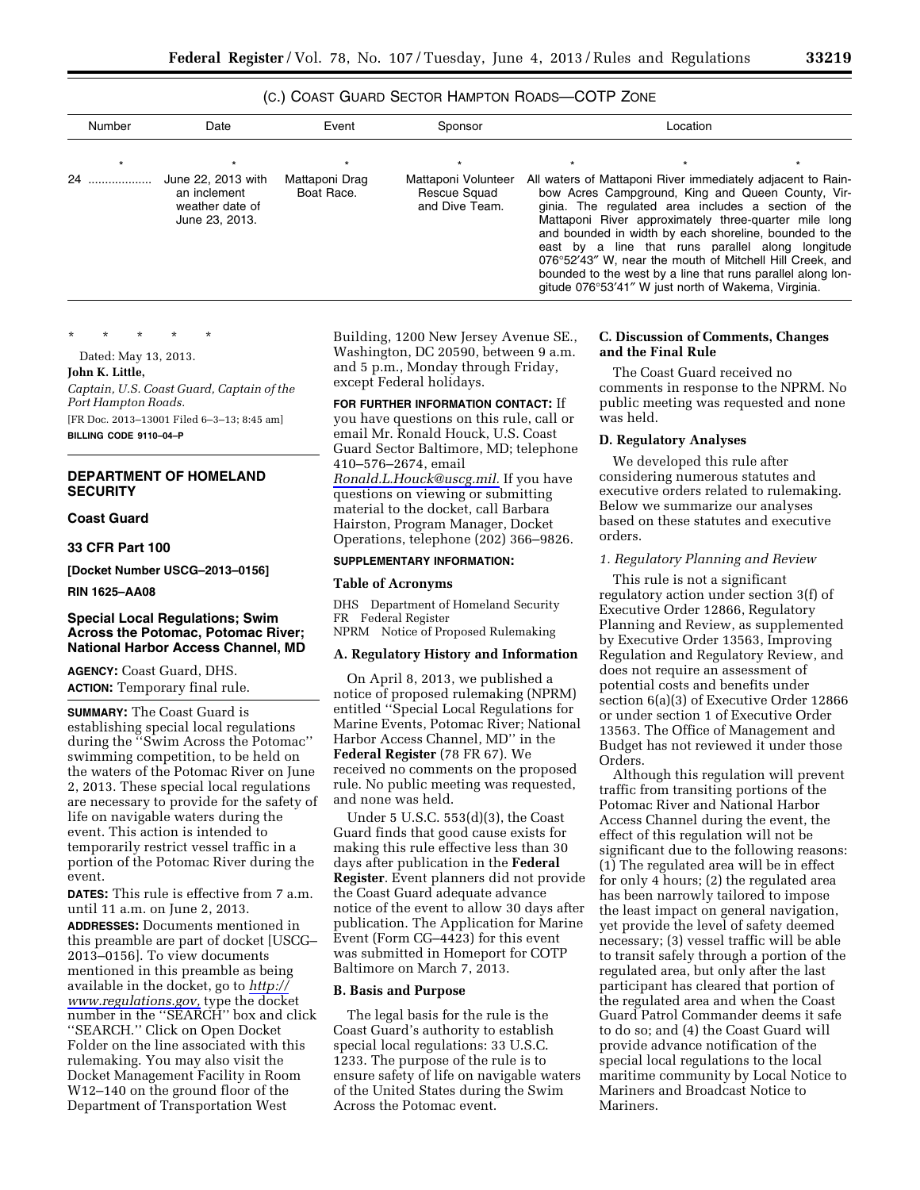(C.) COAST GUARD SECTOR HAMPTON ROADS—COTP ZONE

| Number | Date | Event | Sponsor | Location |
|---|---|---|---|---|
| * | * | * | * | * * * |
| 24 .................. | June 22, 2013 with an inclement weather date of June 23, 2013. | Mattaponi Drag Boat Race. | Mattaponi Volunteer Rescue Squad and Dive Team. | All waters of Mattaponi River immediately adjacent to Rainbow Acres Campground, King and Queen County, Virginia. The regulated area includes a section of the Mattaponi River approximately three-quarter mile long and bounded in width by each shoreline, bounded to the east by a line that runs parallel along longitude 076°52′43″ W, near the mouth of Mitchell Hill Creek, and bounded to the west by a line that runs parallel along longitude 076°53′41″ W just north of Wakema, Virginia. |

\* \* \* \* \*

Dated: May 13, 2013.

**John K. Little,**

*Captain, U.S. Coast Guard, Captain of the Port Hampton Roads.*

[FR Doc. 2013–13001 Filed 6–3–13; 8:45 am]

**BILLING CODE 9110–04–P**

---

## DEPARTMENT OF HOMELAND SECURITY

### Coast Guard

### 33 CFR Part 100

**[Docket Number USCG–2013–0156]**

**RIN 1625–AA08**

### Special Local Regulations; Swim Across the Potomac, Potomac River; National Harbor Access Channel, MD

**AGENCY:** Coast Guard, DHS.

**ACTION:** Temporary final rule.

**SUMMARY:** The Coast Guard is establishing special local regulations during the ''Swim Across the Potomac'' swimming competition, to be held on the waters of the Potomac River on June 2, 2013. These special local regulations are necessary to provide for the safety of life on navigable waters during the event. This action is intended to temporarily restrict vessel traffic in a portion of the Potomac River during the event.

**DATES:** This rule is effective from 7 a.m. until 11 a.m. on June 2, 2013.

**ADDRESSES:** Documents mentioned in this preamble are part of docket [USCG–2013–0156]. To view documents mentioned in this preamble as being available in the docket, go to *http://www.regulations.gov,* type the docket number in the ''SEARCH'' box and click ''SEARCH.'' Click on Open Docket Folder on the line associated with this rulemaking. You may also visit the Docket Management Facility in Room W12–140 on the ground floor of the Department of Transportation West Building, 1200 New Jersey Avenue SE., Washington, DC 20590, between 9 a.m. and 5 p.m., Monday through Friday, except Federal holidays.

**FOR FURTHER INFORMATION CONTACT:** If you have questions on this rule, call or email Mr. Ronald Houck, U.S. Coast Guard Sector Baltimore, MD; telephone 410–576–2674, email *Ronald.L.Houck@uscg.mil.* If you have questions on viewing or submitting material to the docket, call Barbara Hairston, Program Manager, Docket Operations, telephone (202) 366–9826.

**SUPPLEMENTARY INFORMATION:**

**Table of Acronyms**

DHS Department of Homeland Security
FR Federal Register
NPRM Notice of Proposed Rulemaking

**A. Regulatory History and Information**

On April 8, 2013, we published a notice of proposed rulemaking (NPRM) entitled ''Special Local Regulations for Marine Events, Potomac River; National Harbor Access Channel, MD'' in the **Federal Register** (78 FR 67). We received no comments on the proposed rule. No public meeting was requested, and none was held.

Under 5 U.S.C. 553(d)(3), the Coast Guard finds that good cause exists for making this rule effective less than 30 days after publication in the **Federal Register**. Event planners did not provide the Coast Guard adequate advance notice of the event to allow 30 days after publication. The Application for Marine Event (Form CG–4423) for this event was submitted in Homeport for COTP Baltimore on March 7, 2013.

**B. Basis and Purpose**

The legal basis for the rule is the Coast Guard's authority to establish special local regulations: 33 U.S.C. 1233. The purpose of the rule is to ensure safety of life on navigable waters of the United States during the Swim Across the Potomac event.

**C. Discussion of Comments, Changes and the Final Rule**

The Coast Guard received no comments in response to the NPRM. No public meeting was requested and none was held.

**D. Regulatory Analyses**

We developed this rule after considering numerous statutes and executive orders related to rulemaking. Below we summarize our analyses based on these statutes and executive orders.

*1. Regulatory Planning and Review*

This rule is not a significant regulatory action under section 3(f) of Executive Order 12866, Regulatory Planning and Review, as supplemented by Executive Order 13563, Improving Regulation and Regulatory Review, and does not require an assessment of potential costs and benefits under section 6(a)(3) of Executive Order 12866 or under section 1 of Executive Order 13563. The Office of Management and Budget has not reviewed it under those Orders.

Although this regulation will prevent traffic from transiting portions of the Potomac River and National Harbor Access Channel during the event, the effect of this regulation will not be significant due to the following reasons: (1) The regulated area will be in effect for only 4 hours; (2) the regulated area has been narrowly tailored to impose the least impact on general navigation, yet provide the level of safety deemed necessary; (3) vessel traffic will be able to transit safely through a portion of the regulated area, but only after the last participant has cleared that portion of the regulated area and when the Coast Guard Patrol Commander deems it safe to do so; and (4) the Coast Guard will provide advance notification of the special local regulations to the local maritime community by Local Notice to Mariners and Broadcast Notice to Mariners.